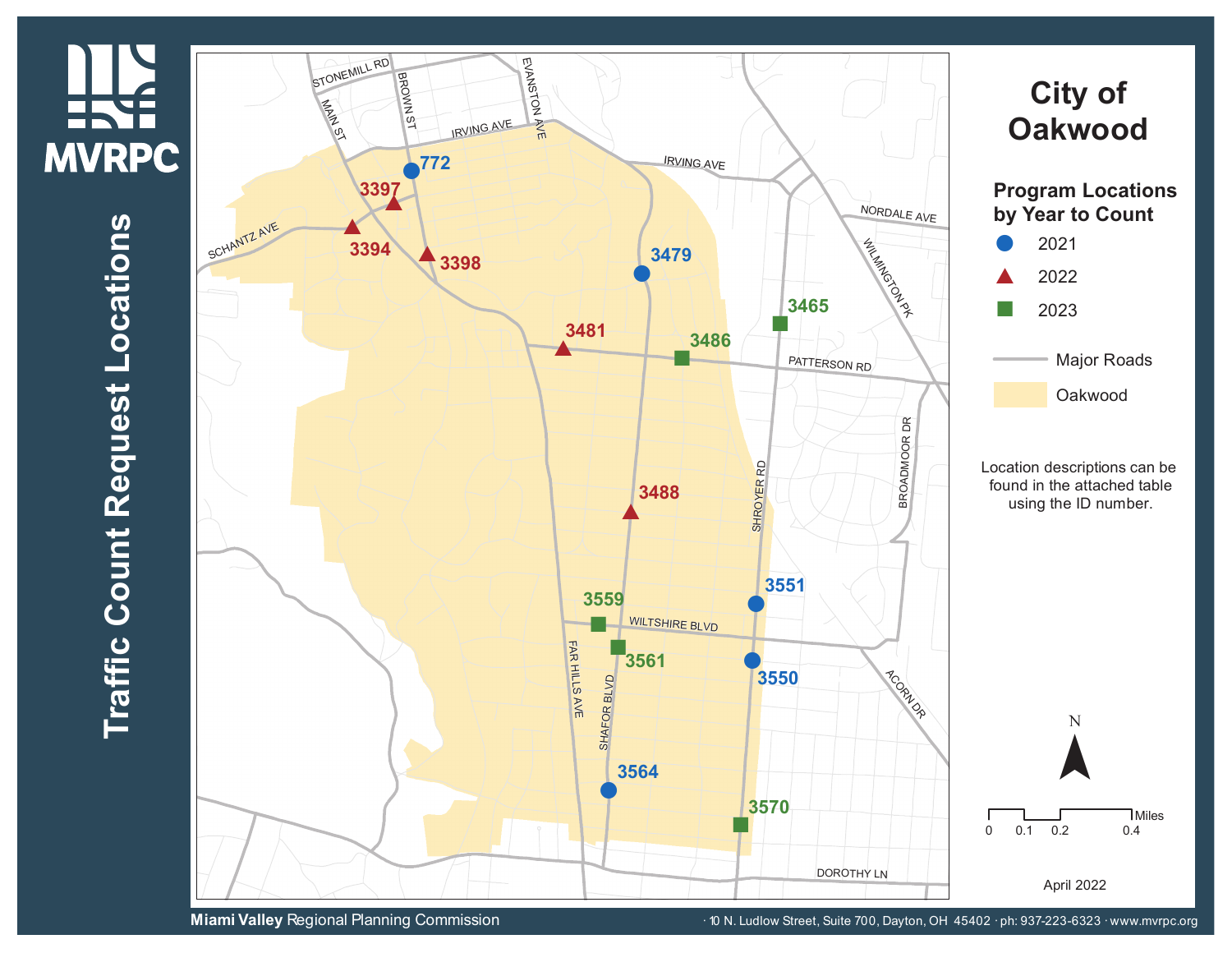# Traffic Count Request Locations

MVRPC

## City of Oakwood

### Program Locations by Year to Count

- 2021: 772, 3479, 3551, 3550, 3564
- 2022: 3397, 3394, 3398, 3481, 3488
- 2023: 3465, 3486, 3559, 3561, 3570

Major Roads

Oakwood

Location descriptions can be found in the attached table using the ID number.

STONEMILL RD, BROWN ST, MAIN ST, EVANSTON AVE, IRVING AVE, SCHANTZ AVE, NORDALE AVE, WILMINGTON PK, PATTERSON RD, BROADMOOR DR, SHROYER RD, WILTSHIRE BLVD, FAR HILLS AVE, SHAFOR BLVD, ACORN DR, DOROTHY LN

N

0 0.1 0.2 0.4 Miles

April 2022

**Miami Valley** Regional Planning Commission · 10 N. Ludlow Street, Suite 700, Dayton, OH 45402 · ph: 937-223-6323 · www.mvrpc.org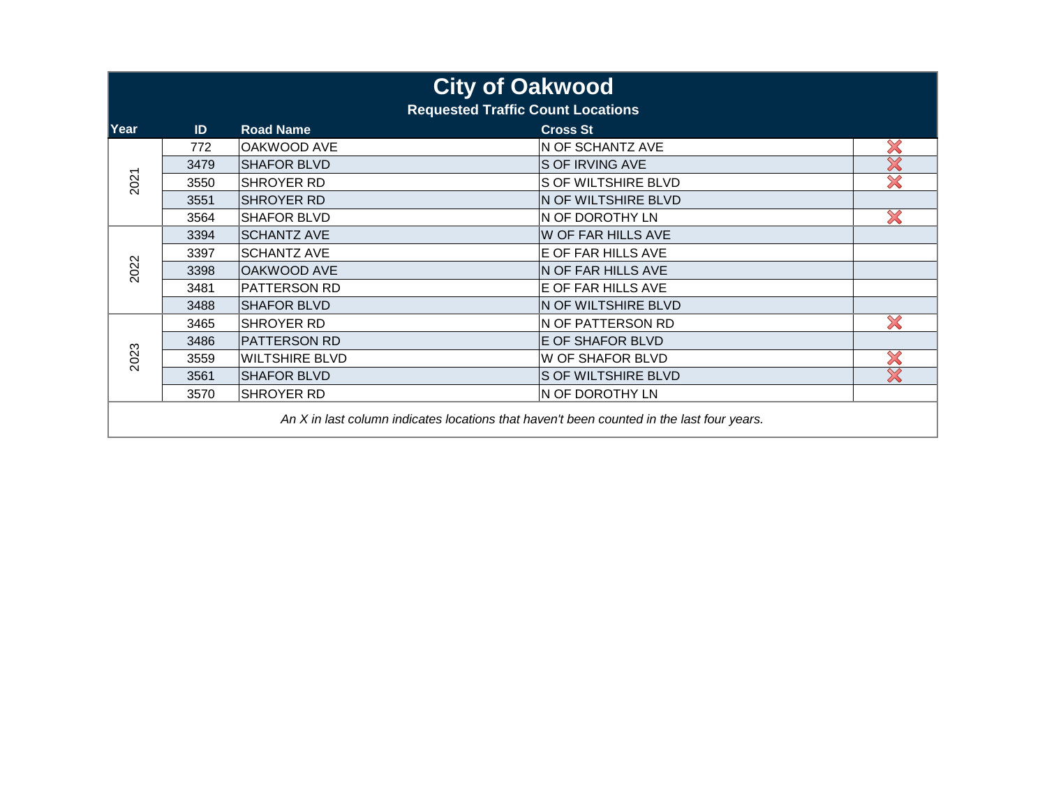# City of Oakwood

## Requested Traffic Count Locations

| Year | ID | Road Name | Cross St | |
|---|---|---|---|---|
| 2021 | 772 | OAKWOOD AVE | N OF SCHANTZ AVE | X |
| | 3479 | SHAFOR BLVD | S OF IRVING AVE | X |
| | 3550 | SHROYER RD | S OF WILTSHIRE BLVD | X |
| | 3551 | SHROYER RD | N OF WILTSHIRE BLVD | |
| | 3564 | SHAFOR BLVD | N OF DOROTHY LN | X |
| 2022 | 3394 | SCHANTZ AVE | W OF FAR HILLS AVE | |
| | 3397 | SCHANTZ AVE | E OF FAR HILLS AVE | |
| | 3398 | OAKWOOD AVE | N OF FAR HILLS AVE | |
| | 3481 | PATTERSON RD | E OF FAR HILLS AVE | |
| | 3488 | SHAFOR BLVD | N OF WILTSHIRE BLVD | |
| 2023 | 3465 | SHROYER RD | N OF PATTERSON RD | X |
| | 3486 | PATTERSON RD | E OF SHAFOR BLVD | |
| | 3559 | WILTSHIRE BLVD | W OF SHAFOR BLVD | X |
| | 3561 | SHAFOR BLVD | S OF WILTSHIRE BLVD | X |
| | 3570 | SHROYER RD | N OF DOROTHY LN | |

*An X in last column indicates locations that haven't been counted in the last four years.*